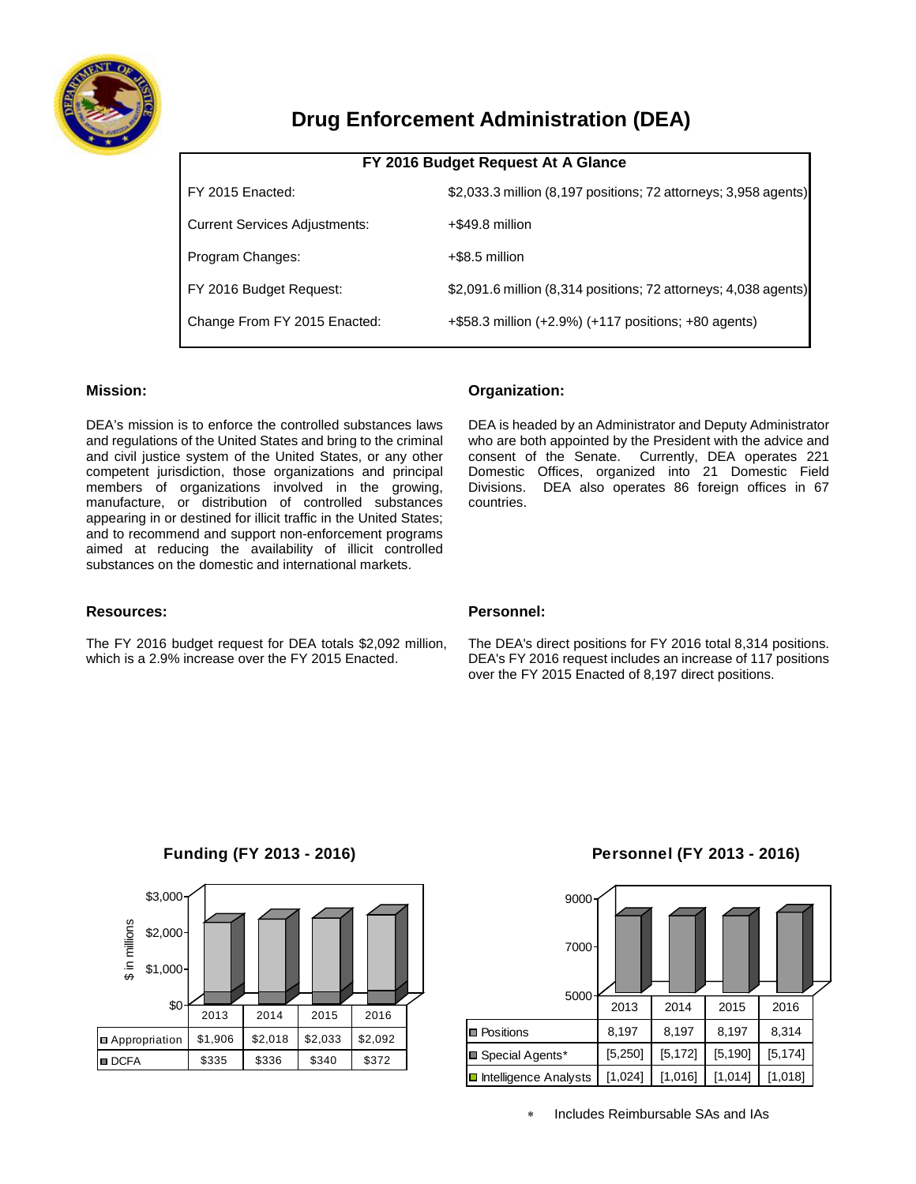# Drug Enforcement Administration (DEA)

| FY 2016 Budget Request At A Glance | |
|---|---|
| FY 2015 Enacted: | $2,033.3 million (8,197 positions; 72 attorneys; 3,958 agents) |
| Current Services Adjustments: | +$49.8 million |
| Program Changes: | +$8.5 million |
| FY 2016 Budget Request: | $2,091.6 million (8,314 positions; 72 attorneys; 4,038 agents) |
| Change From FY 2015 Enacted: | +$58.3 million (+2.9%) (+117 positions; +80 agents) |

### Mission:

DEA's mission is to enforce the controlled substances laws and regulations of the United States and bring to the criminal and civil justice system of the United States, or any other competent jurisdiction, those organizations and principal members of organizations involved in the growing, manufacture, or distribution of controlled substances appearing in or destined for illicit traffic in the United States; and to recommend and support non-enforcement programs aimed at reducing the availability of illicit controlled substances on the domestic and international markets.

### Organization:

DEA is headed by an Administrator and Deputy Administrator who are both appointed by the President with the advice and consent of the Senate. Currently, DEA operates 221 Domestic Offices, organized into 21 Domestic Field Divisions. DEA also operates 86 foreign offices in 67 countries.

### Resources:

The FY 2016 budget request for DEA totals $2,092 million, which is a 2.9% increase over the FY 2015 Enacted.

### Personnel:

The DEA's direct positions for FY 2016 total 8,314 positions. DEA's FY 2016 request includes an increase of 117 positions over the FY 2015 Enacted of 8,197 direct positions.

**Funding (FY 2013 - 2016)**

| | 2013 | 2014 | 2015 | 2016 |
|---|---|---|---|---|
| Appropriation | $1,906 | $2,018 | $2,033 | $2,092 |
| DCFA | $335 | $336 | $340 | $372 |

**Personnel (FY 2013 - 2016)**

| | 2013 | 2014 | 2015 | 2016 |
|---|---|---|---|---|
| Positions | 8,197 | 8,197 | 8,197 | 8,314 |
| Special Agents* | [5,250] | [5,172] | [5,190] | [5,174] |
| Intelligence Analysts | [1,024] | [1,016] | [1,014] | [1,018] |

\* Includes Reimbursable SAs and IAs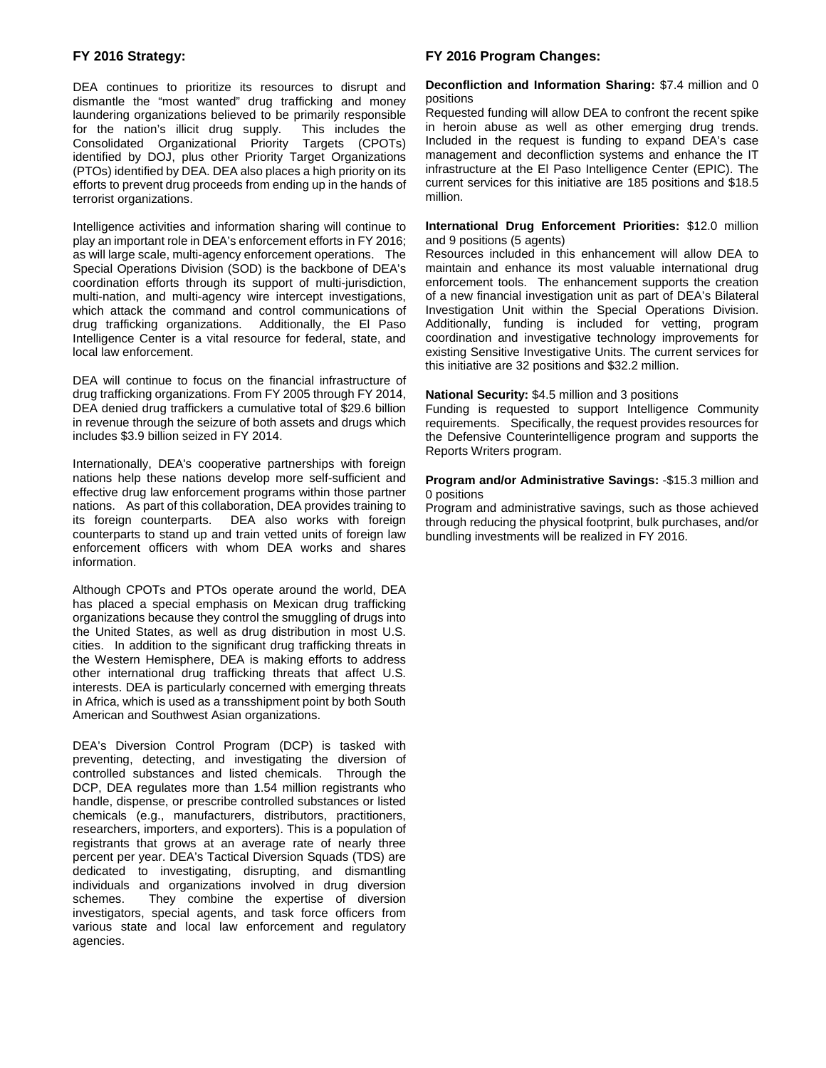### FY 2016 Strategy:

DEA continues to prioritize its resources to disrupt and dismantle the "most wanted" drug trafficking and money laundering organizations believed to be primarily responsible for the nation's illicit drug supply. This includes the Consolidated Organizational Priority Targets (CPOTs) identified by DOJ, plus other Priority Target Organizations (PTOs) identified by DEA. DEA also places a high priority on its efforts to prevent drug proceeds from ending up in the hands of terrorist organizations.

Intelligence activities and information sharing will continue to play an important role in DEA's enforcement efforts in FY 2016; as will large scale, multi-agency enforcement operations. The Special Operations Division (SOD) is the backbone of DEA's coordination efforts through its support of multi-jurisdiction, multi-nation, and multi-agency wire intercept investigations, which attack the command and control communications of drug trafficking organizations. Additionally, the El Paso Intelligence Center is a vital resource for federal, state, and local law enforcement.

DEA will continue to focus on the financial infrastructure of drug trafficking organizations. From FY 2005 through FY 2014, DEA denied drug traffickers a cumulative total of $29.6 billion in revenue through the seizure of both assets and drugs which includes $3.9 billion seized in FY 2014.

Internationally, DEA's cooperative partnerships with foreign nations help these nations develop more self-sufficient and effective drug law enforcement programs within those partner nations. As part of this collaboration, DEA provides training to its foreign counterparts. DEA also works with foreign counterparts to stand up and train vetted units of foreign law enforcement officers with whom DEA works and shares information.

Although CPOTs and PTOs operate around the world, DEA has placed a special emphasis on Mexican drug trafficking organizations because they control the smuggling of drugs into the United States, as well as drug distribution in most U.S. cities. In addition to the significant drug trafficking threats in the Western Hemisphere, DEA is making efforts to address other international drug trafficking threats that affect U.S. interests. DEA is particularly concerned with emerging threats in Africa, which is used as a transshipment point by both South American and Southwest Asian organizations.

DEA's Diversion Control Program (DCP) is tasked with preventing, detecting, and investigating the diversion of controlled substances and listed chemicals. Through the DCP, DEA regulates more than 1.54 million registrants who handle, dispense, or prescribe controlled substances or listed chemicals (e.g., manufacturers, distributors, practitioners, researchers, importers, and exporters). This is a population of registrants that grows at an average rate of nearly three percent per year. DEA's Tactical Diversion Squads (TDS) are dedicated to investigating, disrupting, and dismantling individuals and organizations involved in drug diversion schemes. They combine the expertise of diversion investigators, special agents, and task force officers from various state and local law enforcement and regulatory agencies.

### FY 2016 Program Changes:

**Deconfliction and Information Sharing:** $7.4 million and 0 positions
Requested funding will allow DEA to confront the recent spike in heroin abuse as well as other emerging drug trends. Included in the request is funding to expand DEA's case management and deconfliction systems and enhance the IT infrastructure at the El Paso Intelligence Center (EPIC). The current services for this initiative are 185 positions and $18.5 million.

**International Drug Enforcement Priorities:** $12.0 million and 9 positions (5 agents)
Resources included in this enhancement will allow DEA to maintain and enhance its most valuable international drug enforcement tools. The enhancement supports the creation of a new financial investigation unit as part of DEA's Bilateral Investigation Unit within the Special Operations Division. Additionally, funding is included for vetting, program coordination and investigative technology improvements for existing Sensitive Investigative Units. The current services for this initiative are 32 positions and $32.2 million.

**National Security:** $4.5 million and 3 positions
Funding is requested to support Intelligence Community requirements. Specifically, the request provides resources for the Defensive Counterintelligence program and supports the Reports Writers program.

**Program and/or Administrative Savings:** -$15.3 million and 0 positions
Program and administrative savings, such as those achieved through reducing the physical footprint, bulk purchases, and/or bundling investments will be realized in FY 2016.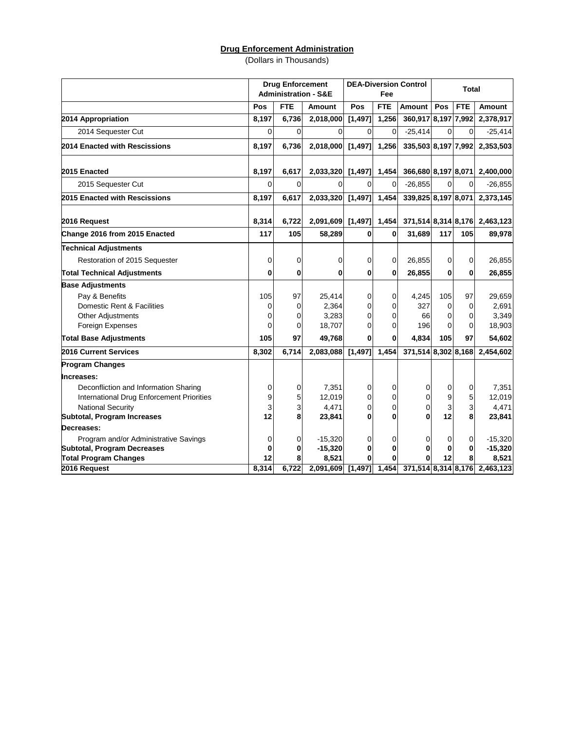**Drug Enforcement Administration**

(Dollars in Thousands)

| | Drug Enforcement Administration - S&E | | | DEA-Diversion Control Fee | | | Total | | |
|---|---|---|---|---|---|---|---|---|---|
| | Pos | FTE | Amount | Pos | FTE | Amount | Pos | FTE | Amount |
| **2014 Appropriation** | **8,197** | **6,736** | **2,018,000** | **[1,497]** | **1,256** | **360,917** | **8,197** | **7,992** | **2,378,917** |
| 2014 Sequester Cut | 0 | 0 | 0 | 0 | 0 | -25,414 | 0 | 0 | -25,414 |
| **2014 Enacted with Rescissions** | **8,197** | **6,736** | **2,018,000** | **[1,497]** | **1,256** | **335,503** | **8,197** | **7,992** | **2,353,503** |
| **2015 Enacted** | **8,197** | **6,617** | **2,033,320** | **[1,497]** | **1,454** | **366,680** | **8,197** | **8,071** | **2,400,000** |
| 2015 Sequester Cut | 0 | 0 | 0 | 0 | 0 | -26,855 | 0 | 0 | -26,855 |
| **2015 Enacted with Rescissions** | **8,197** | **6,617** | **2,033,320** | **[1,497]** | **1,454** | **339,825** | **8,197** | **8,071** | **2,373,145** |
| **2016 Request** | **8,314** | **6,722** | **2,091,609** | **[1,497]** | **1,454** | **371,514** | **8,314** | **8,176** | **2,463,123** |
| **Change 2016 from 2015 Enacted** | **117** | **105** | **58,289** | **0** | **0** | **31,689** | **117** | **105** | **89,978** |
| **Technical Adjustments** | | | | | | | | | |
| Restoration of 2015 Sequester | 0 | 0 | 0 | 0 | 0 | 26,855 | 0 | 0 | 26,855 |
| **Total Technical Adjustments** | **0** | **0** | **0** | **0** | **0** | **26,855** | **0** | **0** | **26,855** |
| **Base Adjustments** | | | | | | | | | |
| Pay & Benefits | 105 | 97 | 25,414 | 0 | 0 | 4,245 | 105 | 97 | 29,659 |
| Domestic Rent & Facilities | 0 | 0 | 2,364 | 0 | 0 | 327 | 0 | 0 | 2,691 |
| Other Adjustments | 0 | 0 | 3,283 | 0 | 0 | 66 | 0 | 0 | 3,349 |
| Foreign Expenses | 0 | 0 | 18,707 | 0 | 0 | 196 | 0 | 0 | 18,903 |
| **Total Base Adjustments** | **105** | **97** | **49,768** | **0** | **0** | **4,834** | **105** | **97** | **54,602** |
| **2016 Current Services** | **8,302** | **6,714** | **2,083,088** | **[1,497]** | **1,454** | **371,514** | **8,302** | **8,168** | **2,454,602** |
| **Program Changes** | | | | | | | | | |
| **Increases:** | | | | | | | | | |
| Deconfliction and Information Sharing | 0 | 0 | 7,351 | 0 | 0 | 0 | 0 | 0 | 7,351 |
| International Drug Enforcement Priorities | 9 | 5 | 12,019 | 0 | 0 | 0 | 9 | 5 | 12,019 |
| National Security | 3 | 3 | 4,471 | 0 | 0 | 0 | 3 | 3 | 4,471 |
| **Subtotal, Program Increases** | **12** | **8** | **23,841** | **0** | **0** | **0** | **12** | **8** | **23,841** |
| **Decreases:** | | | | | | | | | |
| Program and/or Administrative Savings | 0 | 0 | -15,320 | 0 | 0 | 0 | 0 | 0 | -15,320 |
| **Subtotal, Program Decreases** | **0** | **0** | **-15,320** | **0** | **0** | **0** | **0** | **0** | **-15,320** |
| **Total Program Changes** | **12** | **8** | **8,521** | **0** | **0** | **0** | **12** | **8** | **8,521** |
| **2016 Request** | **8,314** | **6,722** | **2,091,609** | **[1,497]** | **1,454** | **371,514** | **8,314** | **8,176** | **2,463,123** |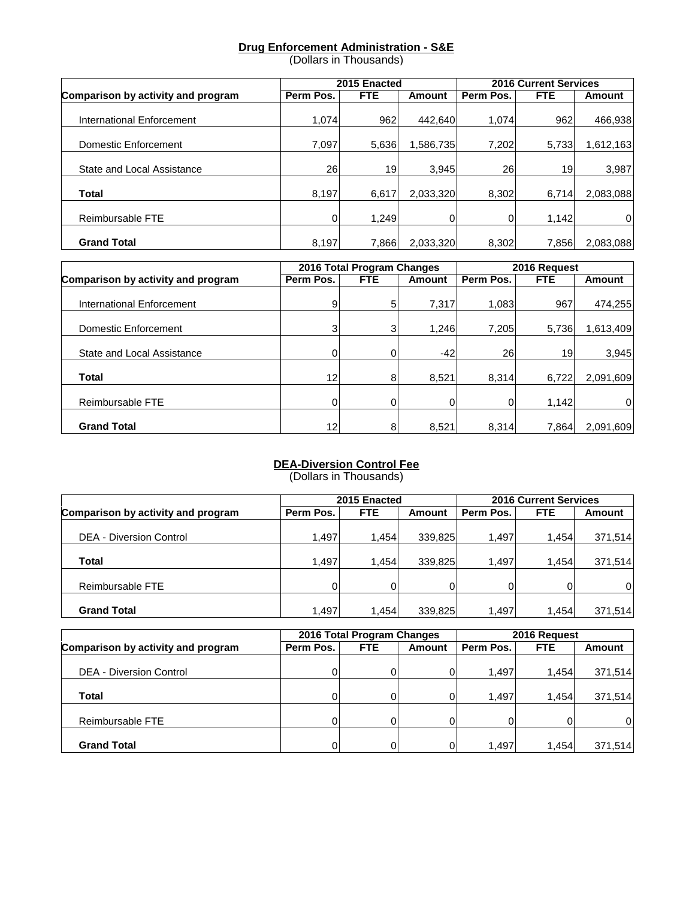**Drug Enforcement Administration - S&E**

(Dollars in Thousands)

| Comparison by activity and program | 2015 Enacted | | | 2016 Current Services | | |
|---|---|---|---|---|---|---|
| | Perm Pos. | FTE | Amount | Perm Pos. | FTE | Amount |
| International Enforcement | 1,074 | 962 | 442,640 | 1,074 | 962 | 466,938 |
| Domestic Enforcement | 7,097 | 5,636 | 1,586,735 | 7,202 | 5,733 | 1,612,163 |
| State and Local Assistance | 26 | 19 | 3,945 | 26 | 19 | 3,987 |
| **Total** | 8,197 | 6,617 | 2,033,320 | 8,302 | 6,714 | 2,083,088 |
| Reimbursable FTE | 0 | 1,249 | 0 | 0 | 1,142 | 0 |
| **Grand Total** | 8,197 | 7,866 | 2,033,320 | 8,302 | 7,856 | 2,083,088 |

| Comparison by activity and program | 2016 Total Program Changes | | | 2016 Request | | |
|---|---|---|---|---|---|---|
| | Perm Pos. | FTE | Amount | Perm Pos. | FTE | Amount |
| International Enforcement | 9 | 5 | 7,317 | 1,083 | 967 | 474,255 |
| Domestic Enforcement | 3 | 3 | 1,246 | 7,205 | 5,736 | 1,613,409 |
| State and Local Assistance | 0 | 0 | -42 | 26 | 19 | 3,945 |
| **Total** | 12 | 8 | 8,521 | 8,314 | 6,722 | 2,091,609 |
| Reimbursable FTE | 0 | 0 | 0 | 0 | 1,142 | 0 |
| **Grand Total** | 12 | 8 | 8,521 | 8,314 | 7,864 | 2,091,609 |

**DEA-Diversion Control Fee**

(Dollars in Thousands)

| Comparison by activity and program | 2015 Enacted | | | 2016 Current Services | | |
|---|---|---|---|---|---|---|
| | Perm Pos. | FTE | Amount | Perm Pos. | FTE | Amount |
| DEA - Diversion Control | 1,497 | 1,454 | 339,825 | 1,497 | 1,454 | 371,514 |
| **Total** | 1,497 | 1,454 | 339,825 | 1,497 | 1,454 | 371,514 |
| Reimbursable FTE | 0 | 0 | 0 | 0 | 0 | 0 |
| **Grand Total** | 1,497 | 1,454 | 339,825 | 1,497 | 1,454 | 371,514 |

| Comparison by activity and program | 2016 Total Program Changes | | | 2016 Request | | |
|---|---|---|---|---|---|---|
| | Perm Pos. | FTE | Amount | Perm Pos. | FTE | Amount |
| DEA - Diversion Control | 0 | 0 | 0 | 1,497 | 1,454 | 371,514 |
| **Total** | 0 | 0 | 0 | 1,497 | 1,454 | 371,514 |
| Reimbursable FTE | 0 | 0 | 0 | 0 | 0 | 0 |
| **Grand Total** | 0 | 0 | 0 | 1,497 | 1,454 | 371,514 |